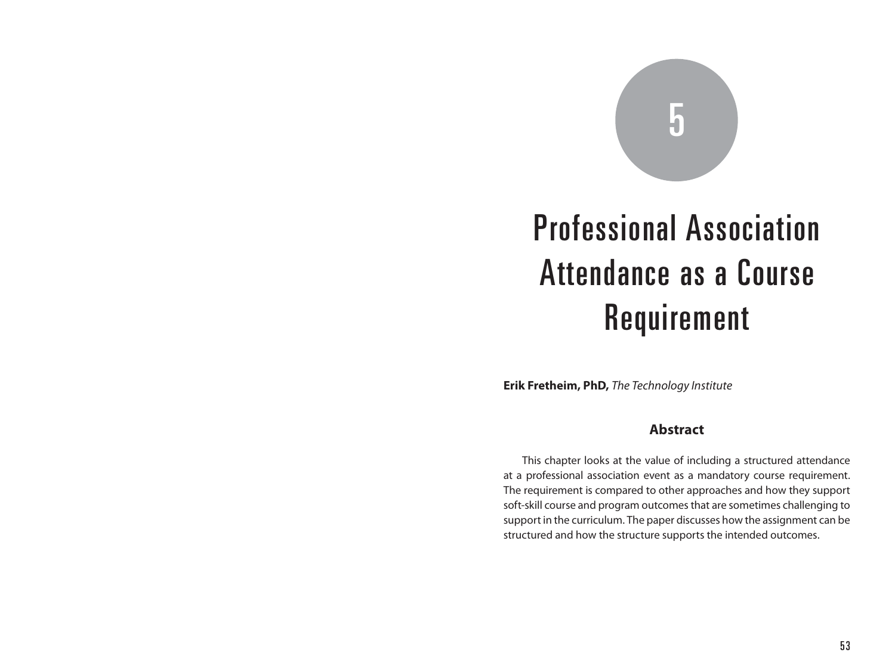# 5

# Professional Association Attendance as a Course Requirement

**Erik Fretheim, PhD,** *The Technology Institute*

## Abstract

This chapter looks at the value of including a structured attendance at a professional association event as a mandatory course requirement. The requirement is compared to other approaches and how they support soft-skill course and program outcomes that are sometimes challenging to support in the curriculum. The paper discusses how the assignment can be structured and how the structure supports the intended outcomes.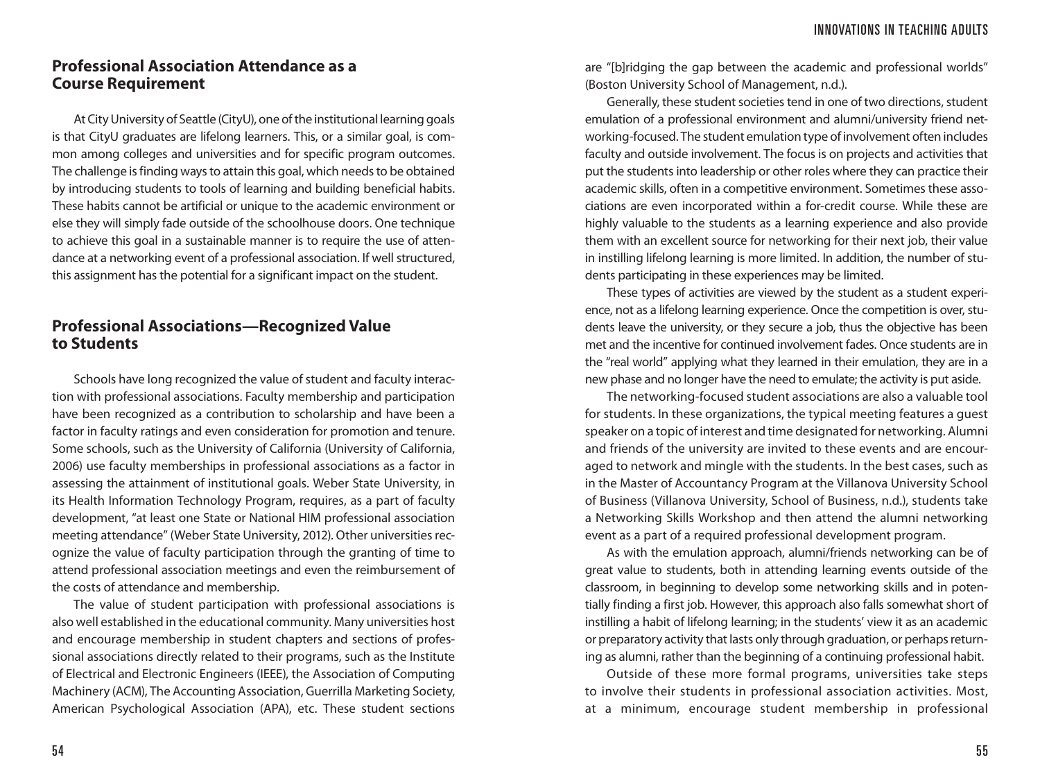## Professional Association Attendance as a Course Requirement

At City University of Seattle (CityU), one of the institutional learning goals is that CityU graduates are lifelong learners. This, or a similar goal, is common among colleges and universities and for specific program outcomes. The challenge is finding ways to attain this goal, which needs to be obtained by introducing students to tools of learning and building beneficial habits. These habits cannot be artificial or unique to the academic environment or else they will simply fade outside of the schoolhouse doors. One technique to achieve this goal in a sustainable manner is to require the use of attendance at a networking event of a professional association. If well structured, this assignment has the potential for a significant impact on the student.

## Professional Associations—Recognized Value to Students

Schools have long recognized the value of student and faculty interaction with professional associations. Faculty membership and participation have been recognized as a contribution to scholarship and have been a factor in faculty ratings and even consideration for promotion and tenure. Some schools, such as the University of California (University of California, 2006) use faculty memberships in professional associations as a factor in assessing the attainment of institutional goals. Weber State University, in its Health Information Technology Program, requires, as a part of faculty development, "at least one State or National HIM professional association meeting attendance" (Weber State University, 2012). Other universities recognize the value of faculty participation through the granting of time to attend professional association meetings and even the reimbursement of the costs of attendance and membership.

The value of student participation with professional associations is also well established in the educational community. Many universities host and encourage membership in student chapters and sections of professional associations directly related to their programs, such as the Institute of Electrical and Electronic Engineers (IEEE), the Association of Computing Machinery (ACM), The Accounting Association, Guerrilla Marketing Society, American Psychological Association (APA), etc. These student sections are "[b]ridging the gap between the academic and professional worlds" (Boston University School of Management, n.d.).

Generally, these student societies tend in one of two directions, student emulation of a professional environment and alumni/university friend networking-focused. The student emulation type of involvement often includes faculty and outside involvement. The focus is on projects and activities that put the students into leadership or other roles where they can practice their academic skills, often in a competitive environment. Sometimes these associations are even incorporated within a for-credit course. While these are highly valuable to the students as a learning experience and also provide them with an excellent source for networking for their next job, their value in instilling lifelong learning is more limited. In addition, the number of students participating in these experiences may be limited.

These types of activities are viewed by the student as a student experience, not as a lifelong learning experience. Once the competition is over, students leave the university, or they secure a job, thus the objective has been met and the incentive for continued involvement fades. Once students are in the "real world" applying what they learned in their emulation, they are in a new phase and no longer have the need to emulate; the activity is put aside.

The networking-focused student associations are also a valuable tool for students. In these organizations, the typical meeting features a guest speaker on a topic of interest and time designated for networking. Alumni and friends of the university are invited to these events and are encouraged to network and mingle with the students. In the best cases, such as in the Master of Accountancy Program at the Villanova University School of Business (Villanova University, School of Business, n.d.), students take a Networking Skills Workshop and then attend the alumni networking event as a part of a required professional development program.

As with the emulation approach, alumni/friends networking can be of great value to students, both in attending learning events outside of the classroom, in beginning to develop some networking skills and in potentially finding a first job. However, this approach also falls somewhat short of instilling a habit of lifelong learning; in the students' view it as an academic or preparatory activity that lasts only through graduation, or perhaps returning as alumni, rather than the beginning of a continuing professional habit.

Outside of these more formal programs, universities take steps to involve their students in professional association activities. Most, at a minimum, encourage student membership in professional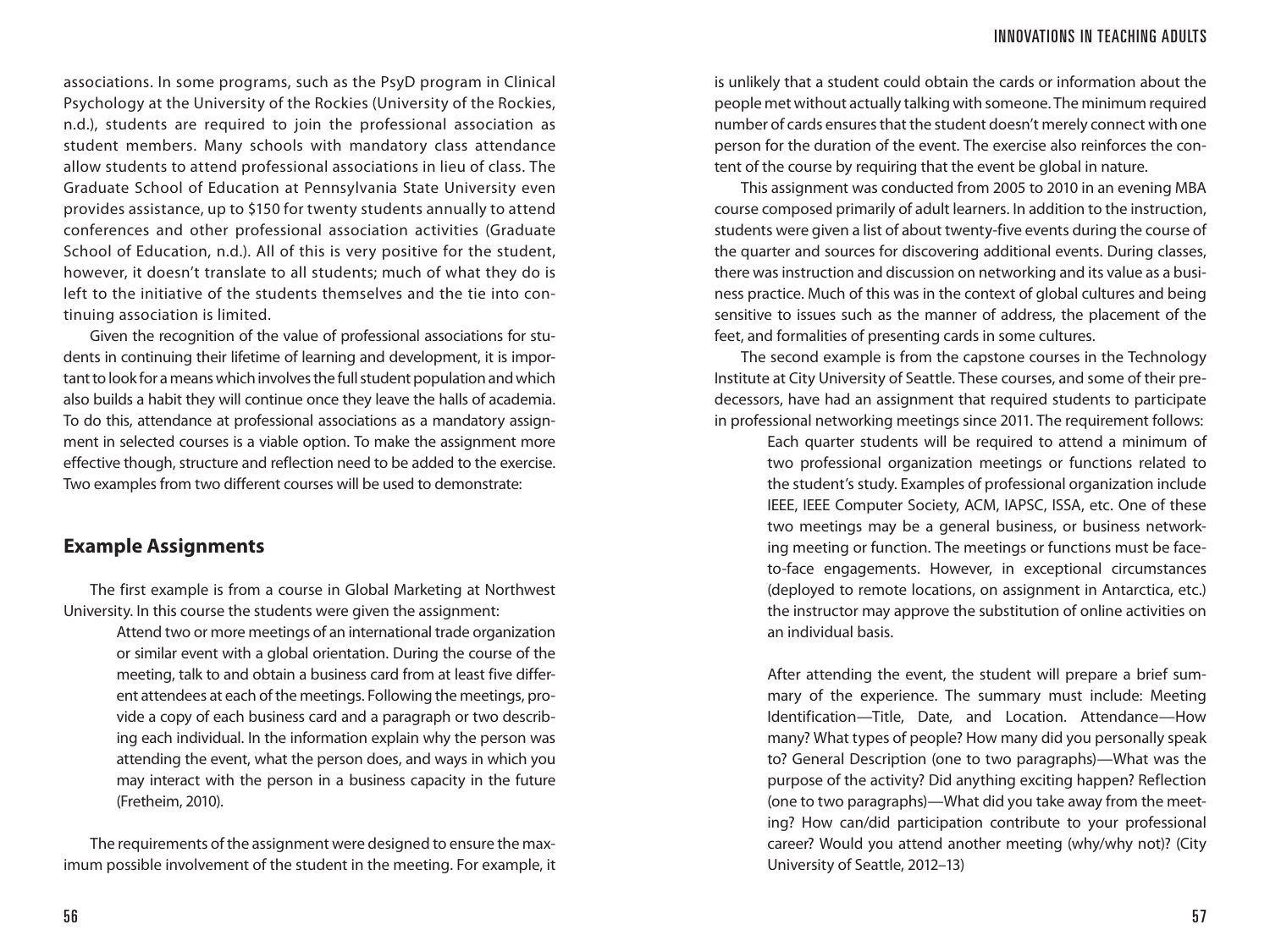associations. In some programs, such as the PsyD program in Clinical Psychology at the University of the Rockies (University of the Rockies, n.d.), students are required to join the professional association as student members. Many schools with mandatory class attendance allow students to attend professional associations in lieu of class. The Graduate School of Education at Pennsylvania State University even provides assistance, up to $150 for twenty students annually to attend conferences and other professional association activities (Graduate School of Education, n.d.). All of this is very positive for the student, however, it doesn't translate to all students; much of what they do is left to the initiative of the students themselves and the tie into continuing association is limited.

Given the recognition of the value of professional associations for students in continuing their lifetime of learning and development, it is important to look for a means which involves the full student population and which also builds a habit they will continue once they leave the halls of academia. To do this, attendance at professional associations as a mandatory assignment in selected courses is a viable option. To make the assignment more effective though, structure and reflection need to be added to the exercise. Two examples from two different courses will be used to demonstrate:

## Example Assignments

The first example is from a course in Global Marketing at Northwest University. In this course the students were given the assignment:

> Attend two or more meetings of an international trade organization or similar event with a global orientation. During the course of the meeting, talk to and obtain a business card from at least five different attendees at each of the meetings. Following the meetings, provide a copy of each business card and a paragraph or two describing each individual. In the information explain why the person was attending the event, what the person does, and ways in which you may interact with the person in a business capacity in the future (Fretheim, 2010).

The requirements of the assignment were designed to ensure the maximum possible involvement of the student in the meeting. For example, it is unlikely that a student could obtain the cards or information about the people met without actually talking with someone. The minimum required number of cards ensures that the student doesn't merely connect with one person for the duration of the event. The exercise also reinforces the content of the course by requiring that the event be global in nature.

This assignment was conducted from 2005 to 2010 in an evening MBA course composed primarily of adult learners. In addition to the instruction, students were given a list of about twenty-five events during the course of the quarter and sources for discovering additional events. During classes, there was instruction and discussion on networking and its value as a business practice. Much of this was in the context of global cultures and being sensitive to issues such as the manner of address, the placement of the feet, and formalities of presenting cards in some cultures.

The second example is from the capstone courses in the Technology Institute at City University of Seattle. These courses, and some of their predecessors, have had an assignment that required students to participate in professional networking meetings since 2011. The requirement follows:

> Each quarter students will be required to attend a minimum of two professional organization meetings or functions related to the student's study. Examples of professional organization include IEEE, IEEE Computer Society, ACM, IAPSC, ISSA, etc. One of these two meetings may be a general business, or business networking meeting or function. The meetings or functions must be face-to-face engagements. However, in exceptional circumstances (deployed to remote locations, on assignment in Antarctica, etc.) the instructor may approve the substitution of online activities on an individual basis.
>
> After attending the event, the student will prepare a brief summary of the experience. The summary must include: Meeting Identification—Title, Date, and Location. Attendance—How many? What types of people? How many did you personally speak to? General Description (one to two paragraphs)—What was the purpose of the activity? Did anything exciting happen? Reflection (one to two paragraphs)—What did you take away from the meeting? How can/did participation contribute to your professional career? Would you attend another meeting (why/why not)? (City University of Seattle, 2012–13)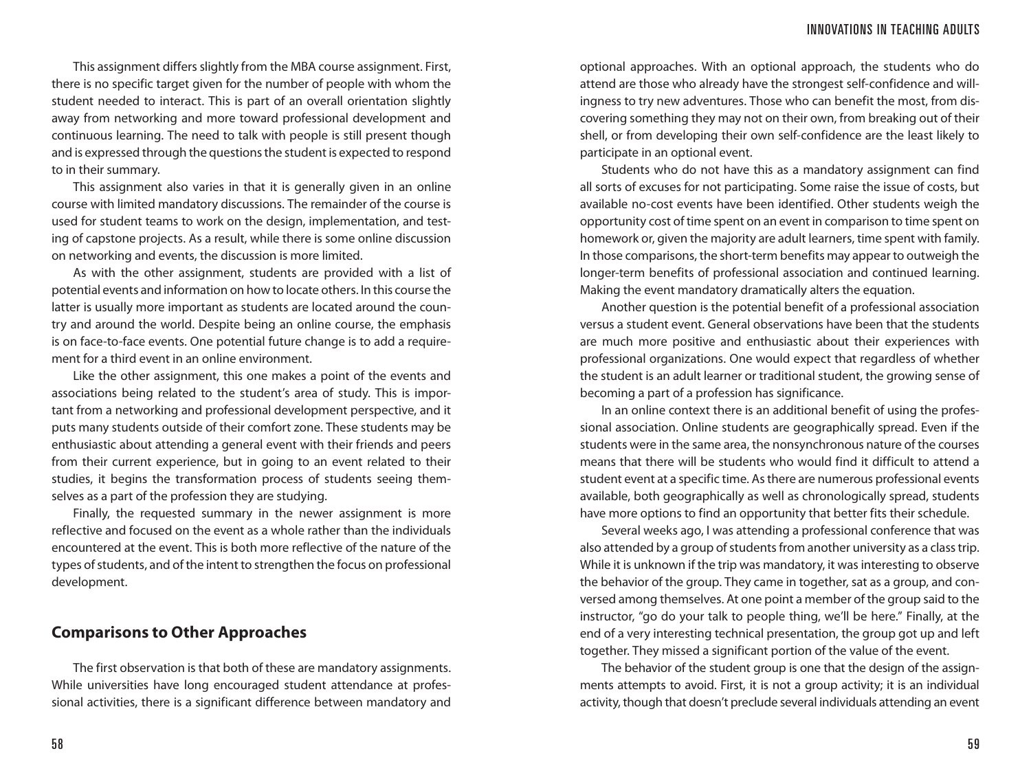This assignment differs slightly from the MBA course assignment. First, there is no specific target given for the number of people with whom the student needed to interact. This is part of an overall orientation slightly away from networking and more toward professional development and continuous learning. The need to talk with people is still present though and is expressed through the questions the student is expected to respond to in their summary.

This assignment also varies in that it is generally given in an online course with limited mandatory discussions. The remainder of the course is used for student teams to work on the design, implementation, and testing of capstone projects. As a result, while there is some online discussion on networking and events, the discussion is more limited.

As with the other assignment, students are provided with a list of potential events and information on how to locate others. In this course the latter is usually more important as students are located around the country and around the world. Despite being an online course, the emphasis is on face-to-face events. One potential future change is to add a requirement for a third event in an online environment.

Like the other assignment, this one makes a point of the events and associations being related to the student's area of study. This is important from a networking and professional development perspective, and it puts many students outside of their comfort zone. These students may be enthusiastic about attending a general event with their friends and peers from their current experience, but in going to an event related to their studies, it begins the transformation process of students seeing themselves as a part of the profession they are studying.

Finally, the requested summary in the newer assignment is more reflective and focused on the event as a whole rather than the individuals encountered at the event. This is both more reflective of the nature of the types of students, and of the intent to strengthen the focus on professional development.

## Comparisons to Other Approaches

The first observation is that both of these are mandatory assignments. While universities have long encouraged student attendance at professional activities, there is a significant difference between mandatory and optional approaches. With an optional approach, the students who do attend are those who already have the strongest self-confidence and willingness to try new adventures. Those who can benefit the most, from discovering something they may not on their own, from breaking out of their shell, or from developing their own self-confidence are the least likely to participate in an optional event.

Students who do not have this as a mandatory assignment can find all sorts of excuses for not participating. Some raise the issue of costs, but available no-cost events have been identified. Other students weigh the opportunity cost of time spent on an event in comparison to time spent on homework or, given the majority are adult learners, time spent with family. In those comparisons, the short-term benefits may appear to outweigh the longer-term benefits of professional association and continued learning. Making the event mandatory dramatically alters the equation.

Another question is the potential benefit of a professional association versus a student event. General observations have been that the students are much more positive and enthusiastic about their experiences with professional organizations. One would expect that regardless of whether the student is an adult learner or traditional student, the growing sense of becoming a part of a profession has significance.

In an online context there is an additional benefit of using the professional association. Online students are geographically spread. Even if the students were in the same area, the nonsynchronous nature of the courses means that there will be students who would find it difficult to attend a student event at a specific time. As there are numerous professional events available, both geographically as well as chronologically spread, students have more options to find an opportunity that better fits their schedule.

Several weeks ago, I was attending a professional conference that was also attended by a group of students from another university as a class trip. While it is unknown if the trip was mandatory, it was interesting to observe the behavior of the group. They came in together, sat as a group, and conversed among themselves. At one point a member of the group said to the instructor, "go do your talk to people thing, we'll be here." Finally, at the end of a very interesting technical presentation, the group got up and left together. They missed a significant portion of the value of the event.

The behavior of the student group is one that the design of the assignments attempts to avoid. First, it is not a group activity; it is an individual activity, though that doesn't preclude several individuals attending an event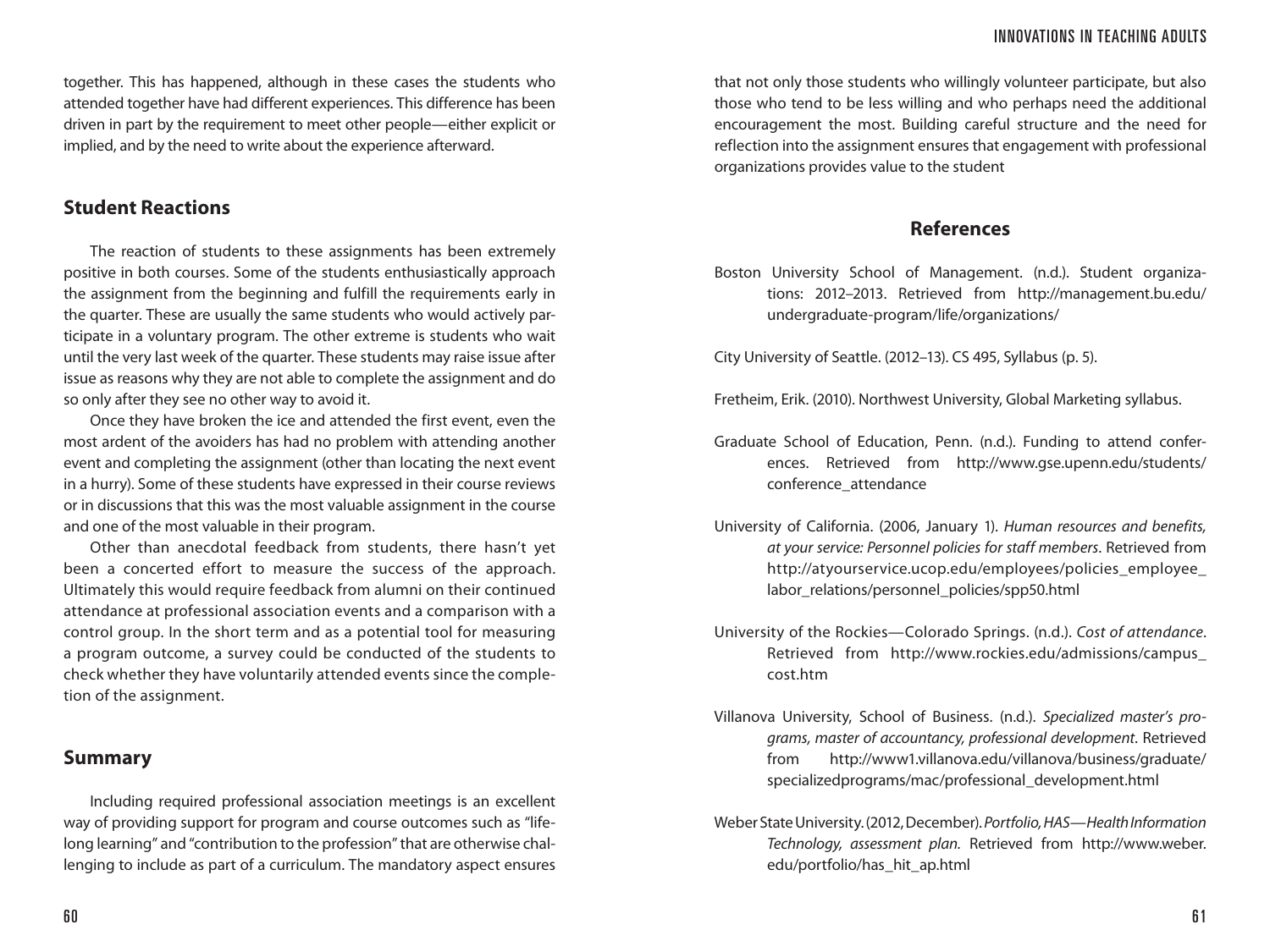together. This has happened, although in these cases the students who attended together have had different experiences. This difference has been driven in part by the requirement to meet other people—either explicit or implied, and by the need to write about the experience afterward.

## Student Reactions

The reaction of students to these assignments has been extremely positive in both courses. Some of the students enthusiastically approach the assignment from the beginning and fulfill the requirements early in the quarter. These are usually the same students who would actively participate in a voluntary program. The other extreme is students who wait until the very last week of the quarter. These students may raise issue after issue as reasons why they are not able to complete the assignment and do so only after they see no other way to avoid it.

Once they have broken the ice and attended the first event, even the most ardent of the avoiders has had no problem with attending another event and completing the assignment (other than locating the next event in a hurry). Some of these students have expressed in their course reviews or in discussions that this was the most valuable assignment in the course and one of the most valuable in their program.

Other than anecdotal feedback from students, there hasn't yet been a concerted effort to measure the success of the approach. Ultimately this would require feedback from alumni on their continued attendance at professional association events and a comparison with a control group. In the short term and as a potential tool for measuring a program outcome, a survey could be conducted of the students to check whether they have voluntarily attended events since the completion of the assignment.

## Summary

Including required professional association meetings is an excellent way of providing support for program and course outcomes such as "lifelong learning" and "contribution to the profession" that are otherwise challenging to include as part of a curriculum. The mandatory aspect ensures that not only those students who willingly volunteer participate, but also those who tend to be less willing and who perhaps need the additional encouragement the most. Building careful structure and the need for reflection into the assignment ensures that engagement with professional organizations provides value to the student

## References

Boston University School of Management. (n.d.). Student organizations: 2012–2013. Retrieved from http://management.bu.edu/undergraduate-program/life/organizations/

City University of Seattle. (2012–13). CS 495, Syllabus (p. 5).

Fretheim, Erik. (2010). Northwest University, Global Marketing syllabus.

Graduate School of Education, Penn. (n.d.). Funding to attend conferences. Retrieved from http://www.gse.upenn.edu/students/conference_attendance

University of California. (2006, January 1). *Human resources and benefits, at your service: Personnel policies for staff members*. Retrieved from http://atyourservice.ucop.edu/employees/policies_employee_labor_relations/personnel_policies/spp50.html

University of the Rockies—Colorado Springs. (n.d.). *Cost of attendance*. Retrieved from http://www.rockies.edu/admissions/campus_cost.htm

Villanova University, School of Business. (n.d.). *Specialized master's programs, master of accountancy, professional development*. Retrieved from http://www1.villanova.edu/villanova/business/graduate/specializedprograms/mac/professional_development.html

Weber State University. (2012, December). *Portfolio, HAS—Health Information Technology, assessment plan.* Retrieved from http://www.weber.edu/portfolio/has_hit_ap.html